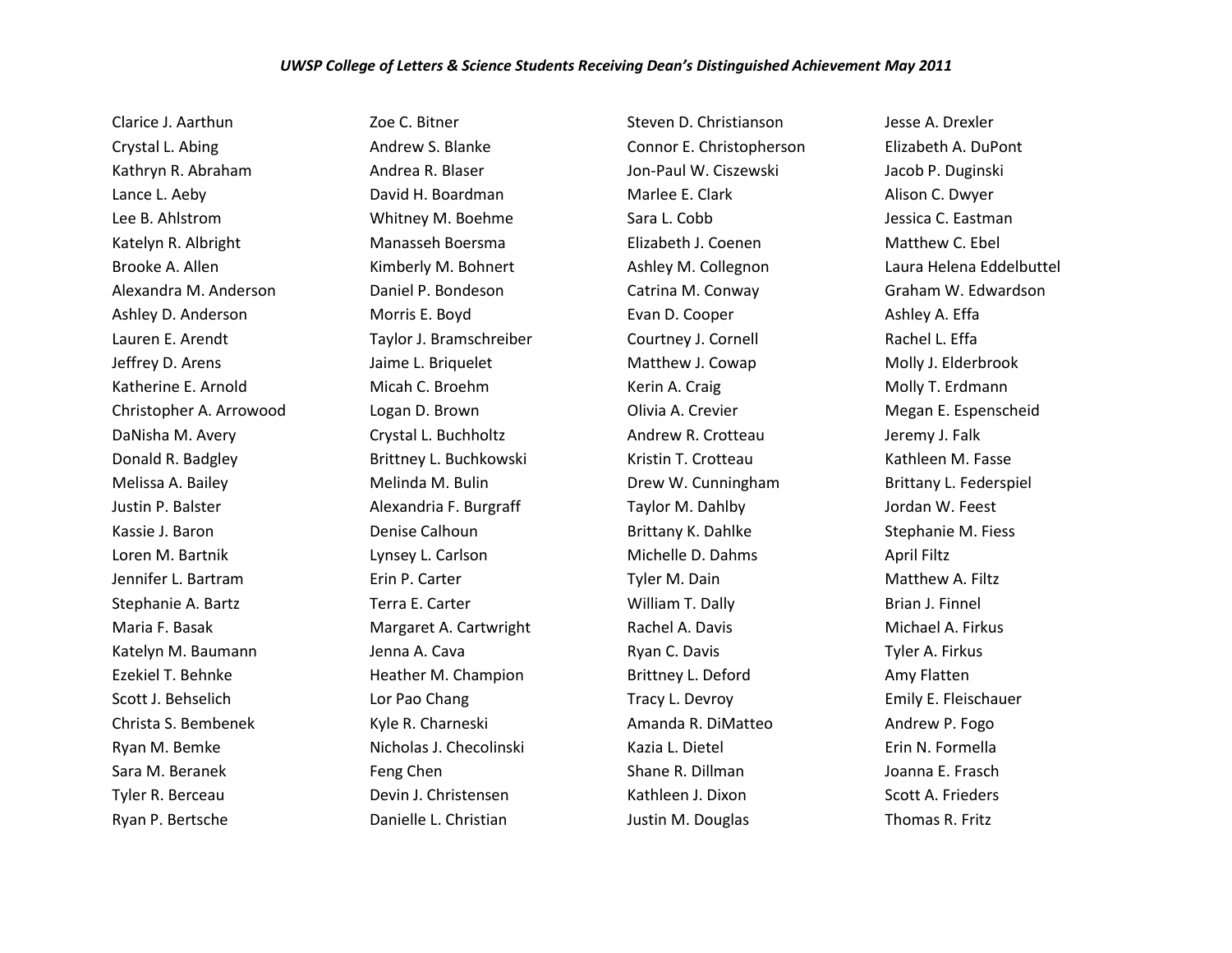*UWSP College of Letters & Science Students Receiving Dean's Distinguished Achievement May 2011*

Clarice J. Aarthun
Crystal L. Abing
Kathryn R. Abraham
Lance L. Aeby
Lee B. Ahlstrom
Katelyn R. Albright
Brooke A. Allen
Alexandra M. Anderson
Ashley D. Anderson
Lauren E. Arendt
Jeffrey D. Arens
Katherine E. Arnold
Christopher A. Arrowood
DaNisha M. Avery
Donald R. Badgley
Melissa A. Bailey
Justin P. Balster
Kassie J. Baron
Loren M. Bartnik
Jennifer L. Bartram
Stephanie A. Bartz
Maria F. Basak
Katelyn M. Baumann
Ezekiel T. Behnke
Scott J. Behselich
Christa S. Bembenek
Ryan M. Bemke
Sara M. Beranek
Tyler R. Berceau
Ryan P. Bertsche
Zoe C. Bitner
Andrew S. Blanke
Andrea R. Blaser
David H. Boardman
Whitney M. Boehme
Manasseh Boersma
Kimberly M. Bohnert
Daniel P. Bondeson
Morris E. Boyd
Taylor J. Bramschreiber
Jaime L. Briquelet
Micah C. Broehm
Logan D. Brown
Crystal L. Buchholtz
Brittney L. Buchkowski
Melinda M. Bulin
Alexandria F. Burgraff
Denise Calhoun
Lynsey L. Carlson
Erin P. Carter
Terra E. Carter
Margaret A. Cartwright
Jenna A. Cava
Heather M. Champion
Lor Pao Chang
Kyle R. Charneski
Nicholas J. Checolinski
Feng Chen
Devin J. Christensen
Danielle L. Christian
Steven D. Christianson
Connor E. Christopherson
Jon-Paul W. Ciszewski
Marlee E. Clark
Sara L. Cobb
Elizabeth J. Coenen
Ashley M. Collegnon
Catrina M. Conway
Evan D. Cooper
Courtney J. Cornell
Matthew J. Cowap
Kerin A. Craig
Olivia A. Crevier
Andrew R. Crotteau
Kristin T. Crotteau
Drew W. Cunningham
Taylor M. Dahlby
Brittany K. Dahlke
Michelle D. Dahms
Tyler M. Dain
William T. Dally
Rachel A. Davis
Ryan C. Davis
Brittney L. Deford
Tracy L. Devroy
Amanda R. DiMatteo
Kazia L. Dietel
Shane R. Dillman
Kathleen J. Dixon
Justin M. Douglas
Jesse A. Drexler
Elizabeth A. DuPont
Jacob P. Duginski
Alison C. Dwyer
Jessica C. Eastman
Matthew C. Ebel
Laura Helena Eddelbuttel
Graham W. Edwardson
Ashley A. Effa
Rachel L. Effa
Molly J. Elderbrook
Molly T. Erdmann
Megan E. Espenscheid
Jeremy J. Falk
Kathleen M. Fasse
Brittany L. Federspiel
Jordan W. Feest
Stephanie M. Fiess
April Filtz
Matthew A. Filtz
Brian J. Finnel
Michael A. Firkus
Tyler A. Firkus
Amy Flatten
Emily E. Fleischauer
Andrew P. Fogo
Erin N. Formella
Joanna E. Frasch
Scott A. Frieders
Thomas R. Fritz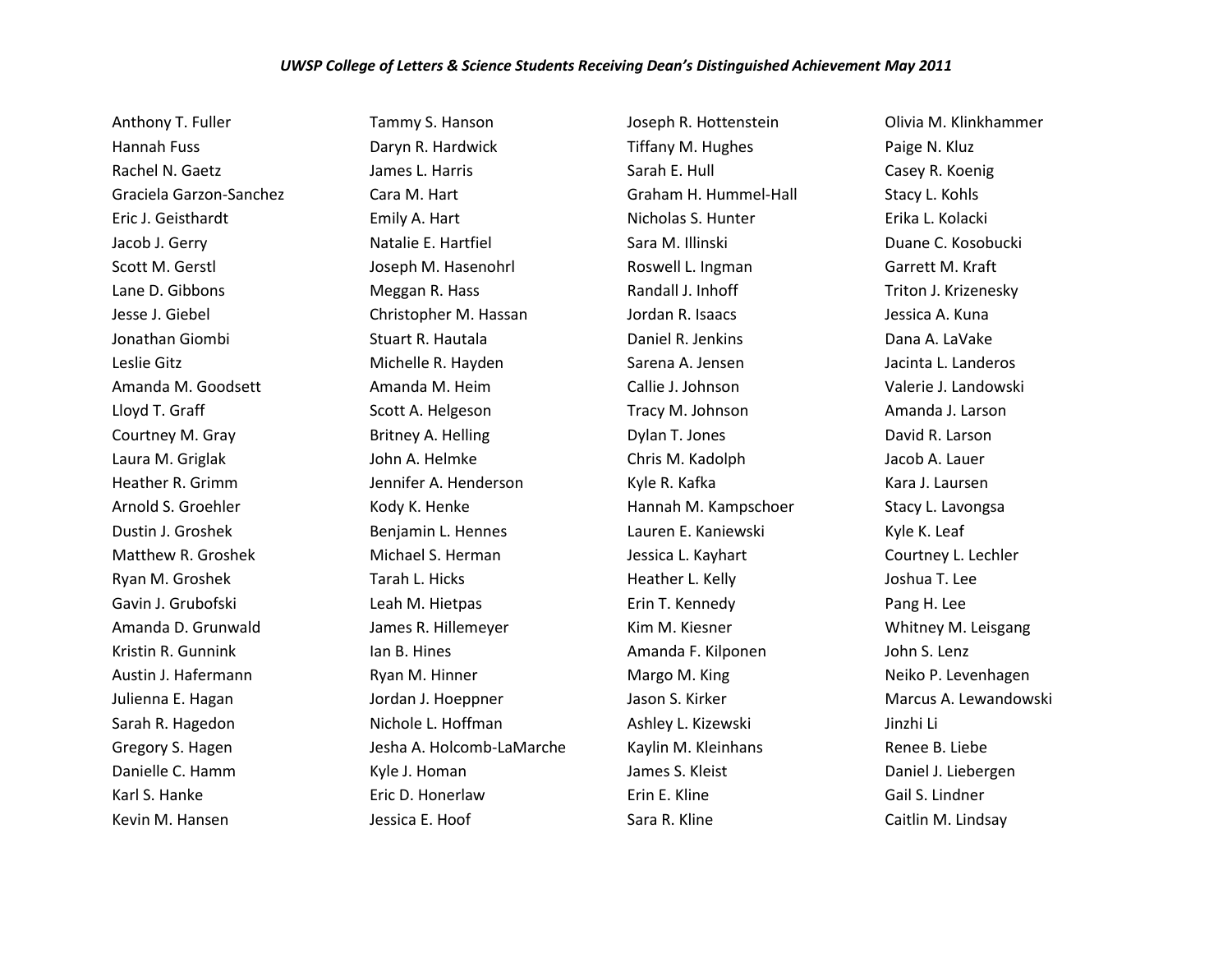*UWSP College of Letters & Science Students Receiving Dean's Distinguished Achievement May 2011*

Anthony T. Fuller
Hannah Fuss
Rachel N. Gaetz
Graciela Garzon-Sanchez
Eric J. Geisthardt
Jacob J. Gerry
Scott M. Gerstl
Lane D. Gibbons
Jesse J. Giebel
Jonathan Giombi
Leslie Gitz
Amanda M. Goodsett
Lloyd T. Graff
Courtney M. Gray
Laura M. Griglak
Heather R. Grimm
Arnold S. Groehler
Dustin J. Groshek
Matthew R. Groshek
Ryan M. Groshek
Gavin J. Grubofski
Amanda D. Grunwald
Kristin R. Gunnink
Austin J. Hafermann
Julienna E. Hagan
Sarah R. Hagedon
Gregory S. Hagen
Danielle C. Hamm
Karl S. Hanke
Kevin M. Hansen

Tammy S. Hanson
Daryn R. Hardwick
James L. Harris
Cara M. Hart
Emily A. Hart
Natalie E. Hartfiel
Joseph M. Hasenohrl
Meggan R. Hass
Christopher M. Hassan
Stuart R. Hautala
Michelle R. Hayden
Amanda M. Heim
Scott A. Helgeson
Britney A. Helling
John A. Helmke
Jennifer A. Henderson
Kody K. Henke
Benjamin L. Hennes
Michael S. Herman
Tarah L. Hicks
Leah M. Hietpas
James R. Hillemeyer
Ian B. Hines
Ryan M. Hinner
Jordan J. Hoeppner
Nichole L. Hoffman
Jesha A. Holcomb-LaMarche
Kyle J. Homan
Eric D. Honerlaw
Jessica E. Hoof

Joseph R. Hottenstein
Tiffany M. Hughes
Sarah E. Hull
Graham H. Hummel-Hall
Nicholas S. Hunter
Sara M. Illinski
Roswell L. Ingman
Randall J. Inhoff
Jordan R. Isaacs
Daniel R. Jenkins
Sarena A. Jensen
Callie J. Johnson
Tracy M. Johnson
Dylan T. Jones
Chris M. Kadolph
Kyle R. Kafka
Hannah M. Kampschoer
Lauren E. Kaniewski
Jessica L. Kayhart
Heather L. Kelly
Erin T. Kennedy
Kim M. Kiesner
Amanda F. Kilponen
Margo M. King
Jason S. Kirker
Ashley L. Kizewski
Kaylin M. Kleinhans
James S. Kleist
Erin E. Kline
Sara R. Kline

Olivia M. Klinkhammer
Paige N. Kluz
Casey R. Koenig
Stacy L. Kohls
Erika L. Kolacki
Duane C. Kosobucki
Garrett M. Kraft
Triton J. Krizenesky
Jessica A. Kuna
Dana A. LaVake
Jacinta L. Landeros
Valerie J. Landowski
Amanda J. Larson
David R. Larson
Jacob A. Lauer
Kara J. Laursen
Stacy L. Lavongsa
Kyle K. Leaf
Courtney L. Lechler
Joshua T. Lee
Pang H. Lee
Whitney M. Leisgang
John S. Lenz
Neiko P. Levenhagen
Marcus A. Lewandowski
Jinzhi Li
Renee B. Liebe
Daniel J. Liebergen
Gail S. Lindner
Caitlin M. Lindsay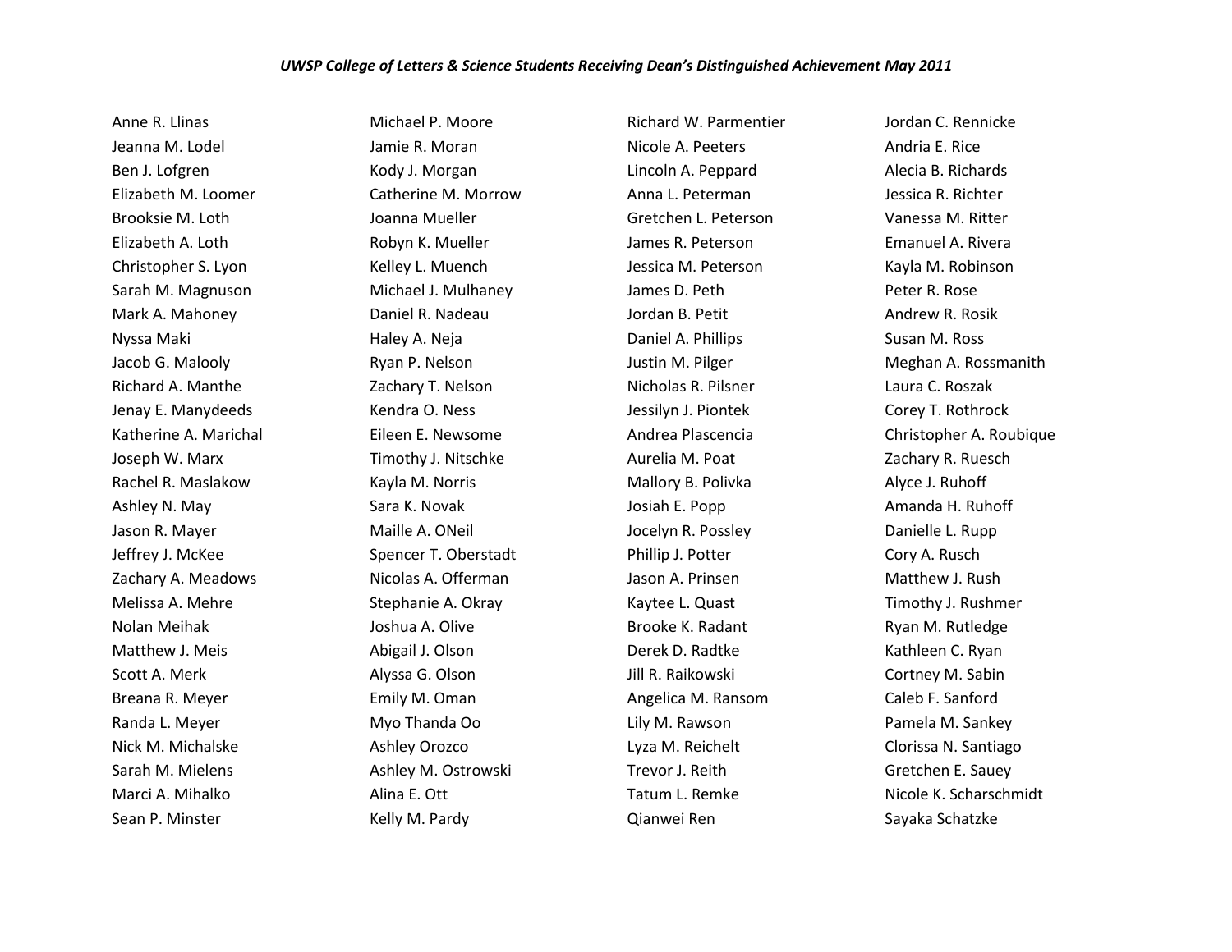*UWSP College of Letters & Science Students Receiving Dean's Distinguished Achievement May 2011*

Anne R. Llinas
Jeanna M. Lodel
Ben J. Lofgren
Elizabeth M. Loomer
Brooksie M. Loth
Elizabeth A. Loth
Christopher S. Lyon
Sarah M. Magnuson
Mark A. Mahoney
Nyssa Maki
Jacob G. Malooly
Richard A. Manthe
Jenay E. Manydeeds
Katherine A. Marichal
Joseph W. Marx
Rachel R. Maslakow
Ashley N. May
Jason R. Mayer
Jeffrey J. McKee
Zachary A. Meadows
Melissa A. Mehre
Nolan Meihak
Matthew J. Meis
Scott A. Merk
Breana R. Meyer
Randa L. Meyer
Nick M. Michalske
Sarah M. Mielens
Marci A. Mihalko
Sean P. Minster

Michael P. Moore
Jamie R. Moran
Kody J. Morgan
Catherine M. Morrow
Joanna Mueller
Robyn K. Mueller
Kelley L. Muench
Michael J. Mulhaney
Daniel R. Nadeau
Haley A. Neja
Ryan P. Nelson
Zachary T. Nelson
Kendra O. Ness
Eileen E. Newsome
Timothy J. Nitschke
Kayla M. Norris
Sara K. Novak
Maille A. ONeil
Spencer T. Oberstadt
Nicolas A. Offerman
Stephanie A. Okray
Joshua A. Olive
Abigail J. Olson
Alyssa G. Olson
Emily M. Oman
Myo Thanda Oo
Ashley Orozco
Ashley M. Ostrowski
Alina E. Ott
Kelly M. Pardy

Richard W. Parmentier
Nicole A. Peeters
Lincoln A. Peppard
Anna L. Peterman
Gretchen L. Peterson
James R. Peterson
Jessica M. Peterson
James D. Peth
Jordan B. Petit
Daniel A. Phillips
Justin M. Pilger
Nicholas R. Pilsner
Jessilyn J. Piontek
Andrea Plascencia
Aurelia M. Poat
Mallory B. Polivka
Josiah E. Popp
Jocelyn R. Possley
Phillip J. Potter
Jason A. Prinsen
Kaytee L. Quast
Brooke K. Radant
Derek D. Radtke
Jill R. Raikowski
Angelica M. Ransom
Lily M. Rawson
Lyza M. Reichelt
Trevor J. Reith
Tatum L. Remke
Qianwei Ren

Jordan C. Rennicke
Andria E. Rice
Alecia B. Richards
Jessica R. Richter
Vanessa M. Ritter
Emanuel A. Rivera
Kayla M. Robinson
Peter R. Rose
Andrew R. Rosik
Susan M. Ross
Meghan A. Rossmanith
Laura C. Roszak
Corey T. Rothrock
Christopher A. Roubique
Zachary R. Ruesch
Alyce J. Ruhoff
Amanda H. Ruhoff
Danielle L. Rupp
Cory A. Rusch
Matthew J. Rush
Timothy J. Rushmer
Ryan M. Rutledge
Kathleen C. Ryan
Cortney M. Sabin
Caleb F. Sanford
Pamela M. Sankey
Clorissa N. Santiago
Gretchen E. Sauey
Nicole K. Scharschmidt
Sayaka Schatzke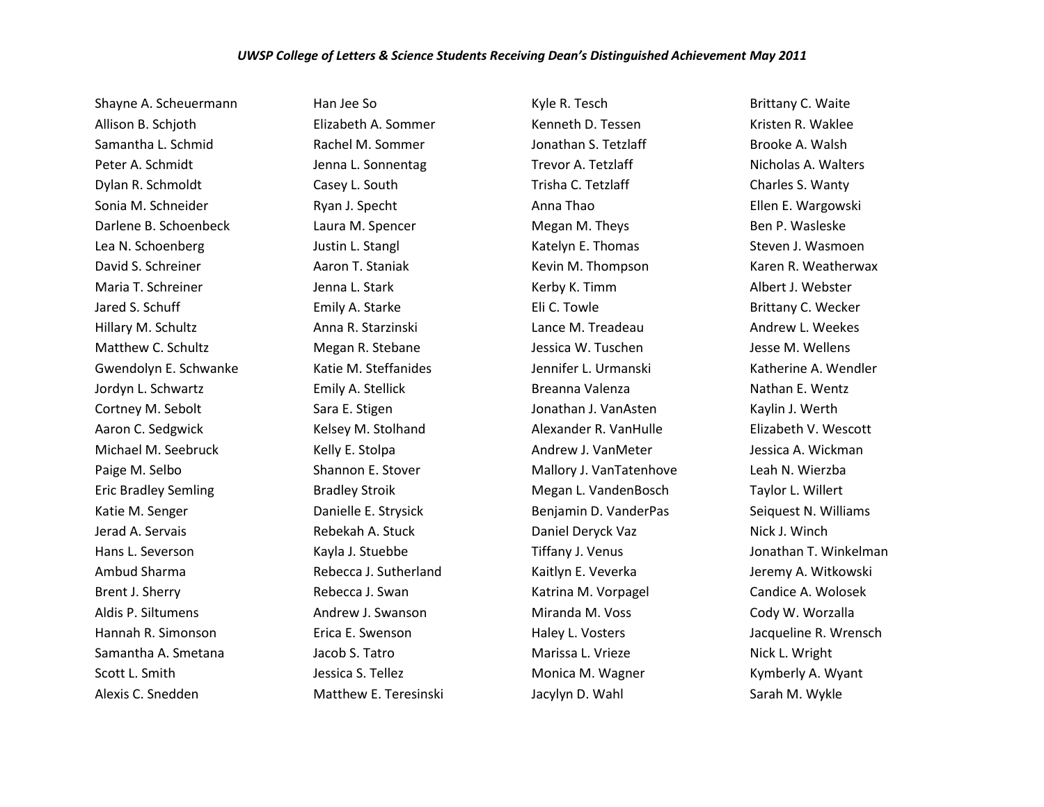*UWSP College of Letters & Science Students Receiving Dean's Distinguished Achievement May 2011*

Shayne A. Scheuermann
Allison B. Schjoth
Samantha L. Schmid
Peter A. Schmidt
Dylan R. Schmoldt
Sonia M. Schneider
Darlene B. Schoenbeck
Lea N. Schoenberg
David S. Schreiner
Maria T. Schreiner
Jared S. Schuff
Hillary M. Schultz
Matthew C. Schultz
Gwendolyn E. Schwanke
Jordyn L. Schwartz
Cortney M. Sebolt
Aaron C. Sedgwick
Michael M. Seebruck
Paige M. Selbo
Eric Bradley Semling
Katie M. Senger
Jerad A. Servais
Hans L. Severson
Ambud Sharma
Brent J. Sherry
Aldis P. Siltumens
Hannah R. Simonson
Samantha A. Smetana
Scott L. Smith
Alexis C. Snedden
Han Jee So
Elizabeth A. Sommer
Rachel M. Sommer
Jenna L. Sonnentag
Casey L. South
Ryan J. Specht
Laura M. Spencer
Justin L. Stangl
Aaron T. Staniak
Jenna L. Stark
Emily A. Starke
Anna R. Starzinski
Megan R. Stebane
Katie M. Steffanides
Emily A. Stellick
Sara E. Stigen
Kelsey M. Stolhand
Kelly E. Stolpa
Shannon E. Stover
Bradley Stroik
Danielle E. Strysick
Rebekah A. Stuck
Kayla J. Stuebbe
Rebecca J. Sutherland
Rebecca J. Swan
Andrew J. Swanson
Erica E. Swenson
Jacob S. Tatro
Jessica S. Tellez
Matthew E. Teresinski
Kyle R. Tesch
Kenneth D. Tessen
Jonathan S. Tetzlaff
Trevor A. Tetzlaff
Trisha C. Tetzlaff
Anna Thao
Megan M. Theys
Katelyn E. Thomas
Kevin M. Thompson
Kerby K. Timm
Eli C. Towle
Lance M. Treadeau
Jessica W. Tuschen
Jennifer L. Urmanski
Breanna Valenza
Jonathan J. VanAsten
Alexander R. VanHulle
Andrew J. VanMeter
Mallory J. VanTatenhove
Megan L. VandenBosch
Benjamin D. VanderPas
Daniel Deryck Vaz
Tiffany J. Venus
Kaitlyn E. Veverka
Katrina M. Vorpagel
Miranda M. Voss
Haley L. Vosters
Marissa L. Vrieze
Monica M. Wagner
Jacylyn D. Wahl
Brittany C. Waite
Kristen R. Waklee
Brooke A. Walsh
Nicholas A. Walters
Charles S. Wanty
Ellen E. Wargowski
Ben P. Wasleske
Steven J. Wasmoen
Karen R. Weatherwax
Albert J. Webster
Brittany C. Wecker
Andrew L. Weekes
Jesse M. Wellens
Katherine A. Wendler
Nathan E. Wentz
Kaylin J. Werth
Elizabeth V. Wescott
Jessica A. Wickman
Leah N. Wierzba
Taylor L. Willert
Seiquest N. Williams
Nick J. Winch
Jonathan T. Winkelman
Jeremy A. Witkowski
Candice A. Wolosek
Cody W. Worzalla
Jacqueline R. Wrensch
Nick L. Wright
Kymberly A. Wyant
Sarah M. Wykle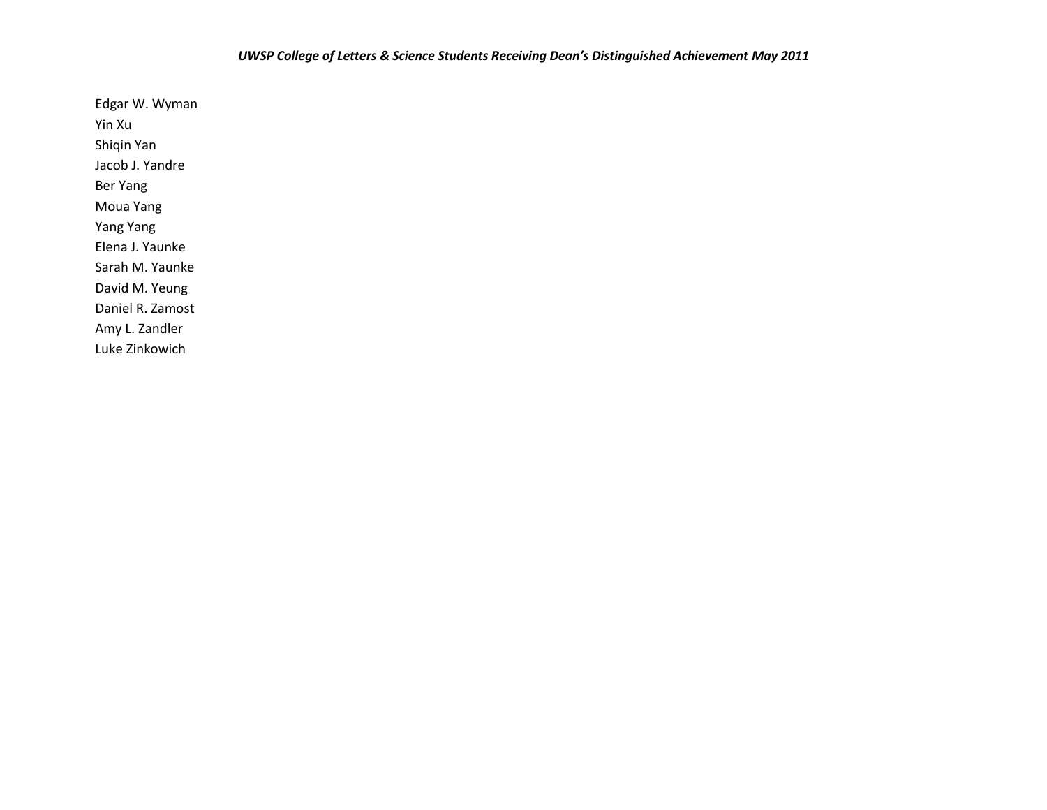Edgar W. Wyman
Yin Xu
Shiqin Yan
Jacob J. Yandre
Ber Yang
Moua Yang
Yang Yang
Elena J. Yaunke
Sarah M. Yaunke
David M. Yeung
Daniel R. Zamost
Amy L. Zandler
Luke Zinkowich